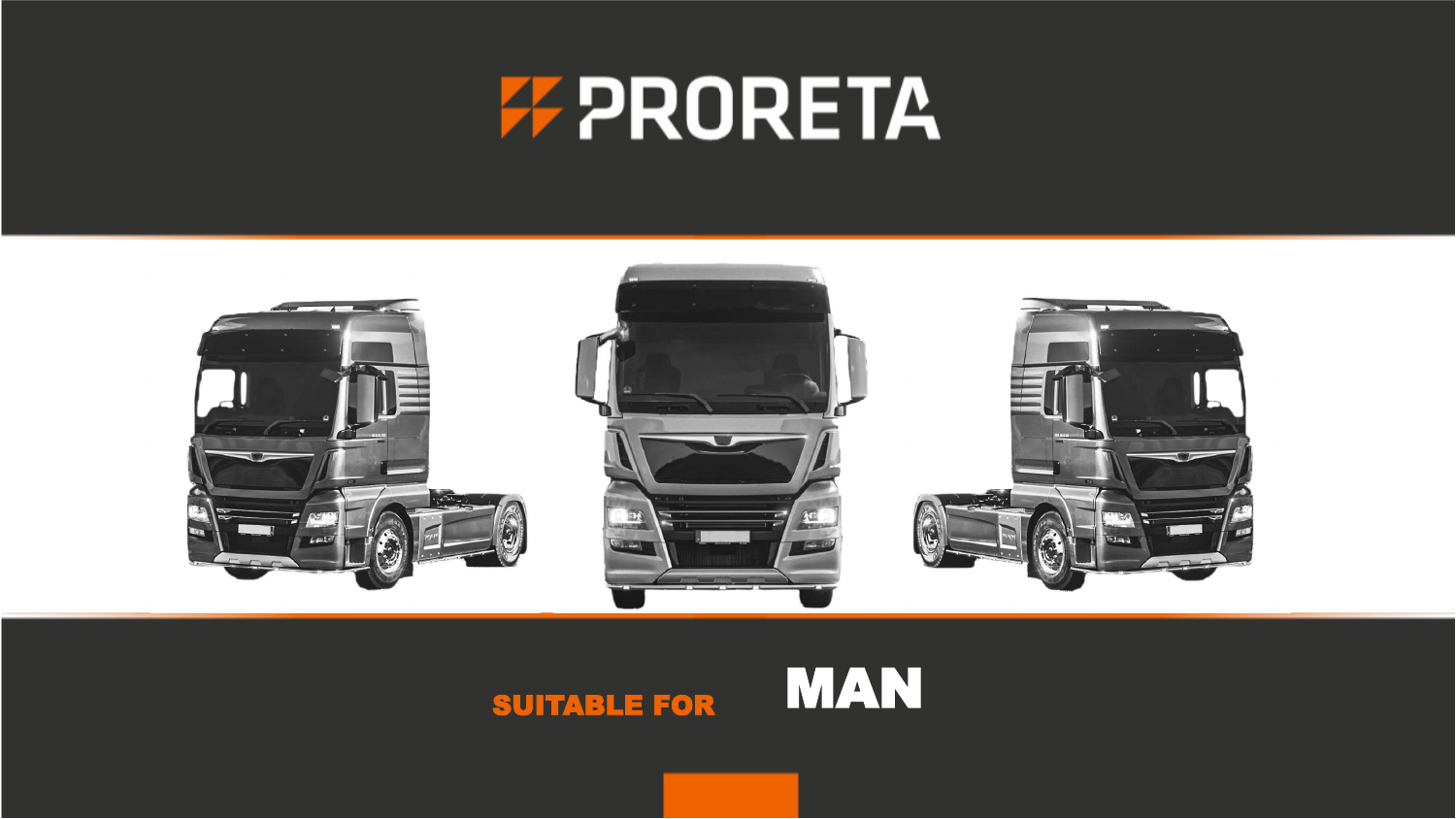# PRORETA

**SUITABLE FOR** **MAN**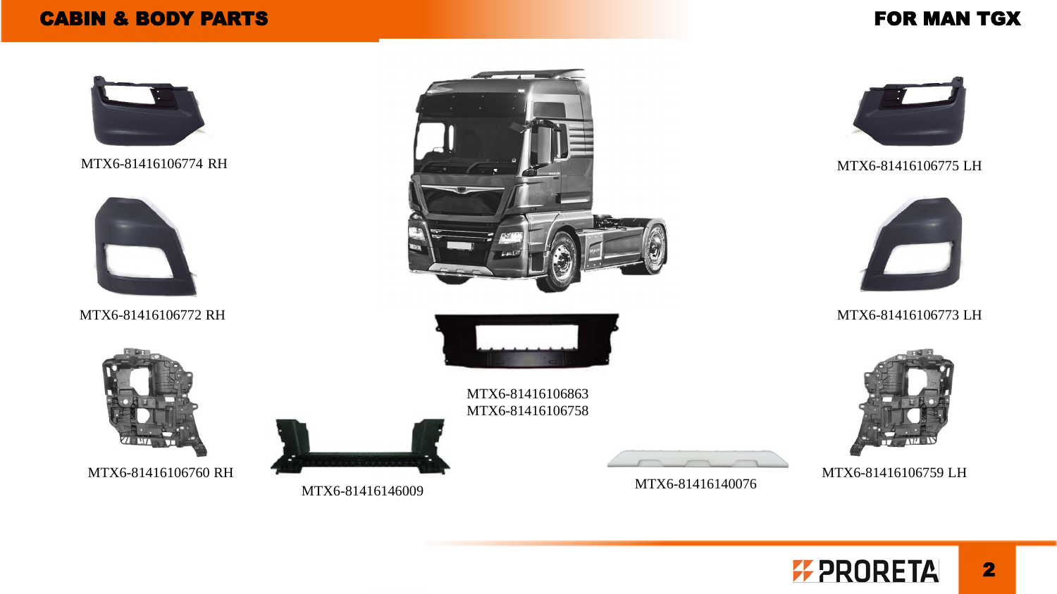# CABIN & BODY PARTS

## FOR MAN TGX

MTX6-81416106774 RH

MTX6-81416106775 LH

MTX6-81416106772 RH

MTX6-81416106773 LH

MTX6-81416106863
MTX6-81416106758

MTX6-81416106760 RH

MTX6-81416146009

MTX6-81416140076

MTX6-81416106759 LH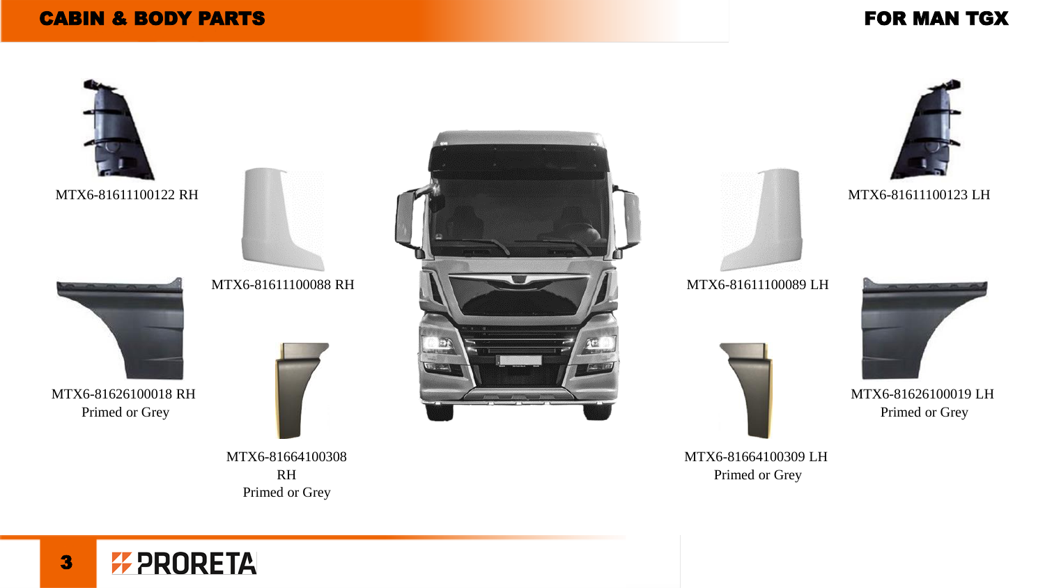# CABIN & BODY PARTS

## FOR MAN TGX

MTX6-81611100122 RH

MTX6-81611100088 RH

MTX6-81611100089 LH

MTX6-81611100123 LH

MTX6-81626100018 RH
Primed or Grey

MTX6-81626100019 LH
Primed or Grey

MTX6-81664100308
RH
Primed or Grey

MTX6-81664100309 LH
Primed or Grey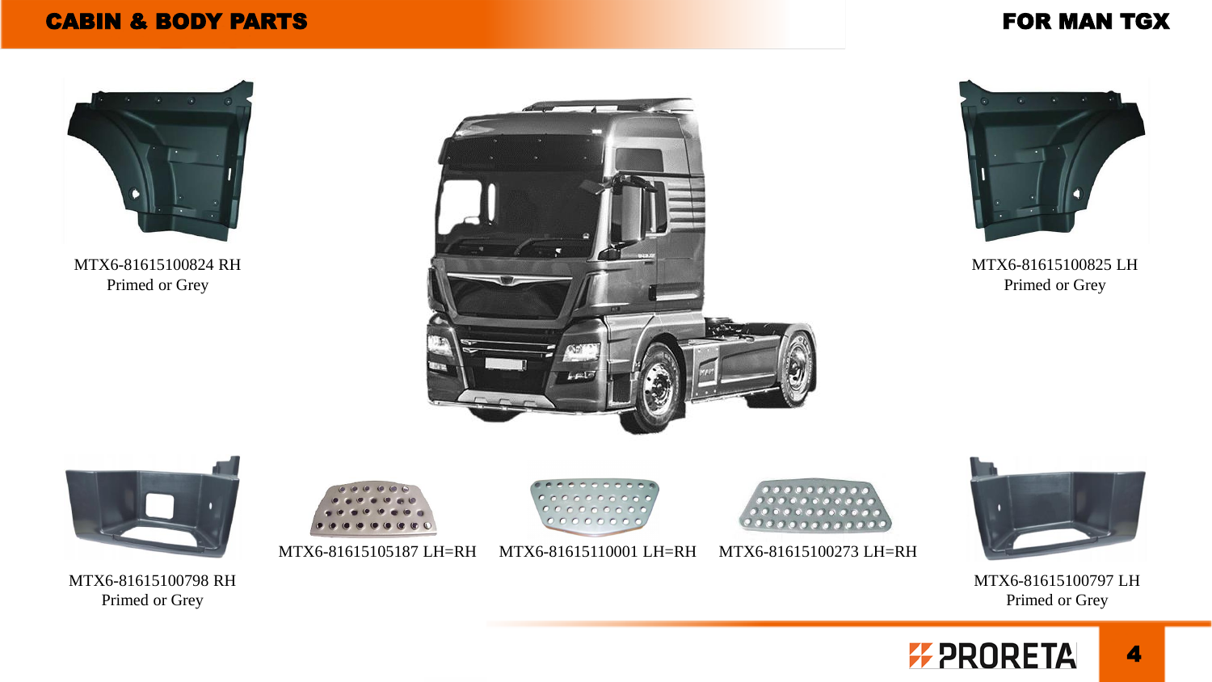# CABIN & BODY PARTS

## FOR MAN TGX

MTX6-81615100824 RH
Primed or Grey

MTX6-81615100825 LH
Primed or Grey

MTX6-81615100798 RH
Primed or Grey

MTX6-81615105187 LH=RH

MTX6-81615110001 LH=RH

MTX6-81615100273 LH=RH

MTX6-81615100797 LH
Primed or Grey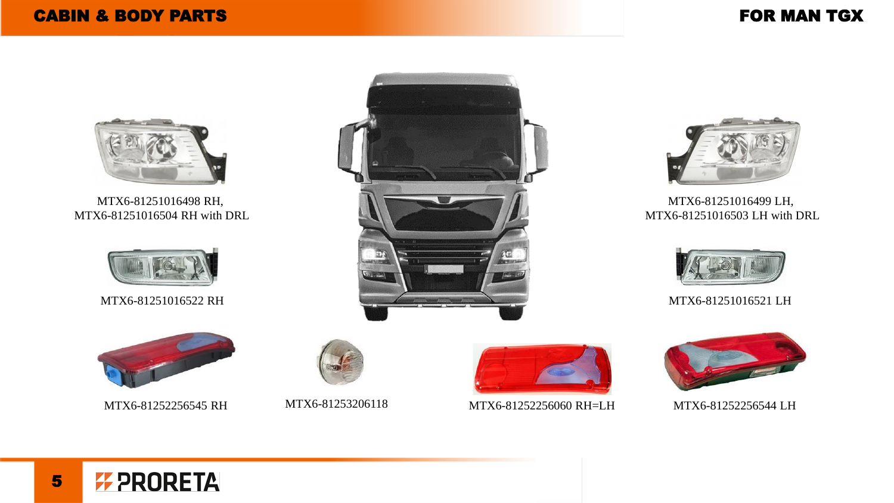# CABIN & BODY PARTS

## FOR MAN TGX

MTX6-81251016498 RH,
MTX6-81251016504 RH with DRL

MTX6-81251016499 LH,
MTX6-81251016503 LH with DRL

MTX6-81251016522 RH

MTX6-81251016521 LH

MTX6-81252256545 RH

MTX6-81253206118

MTX6-81252256060 RH=LH

MTX6-81252256544 LH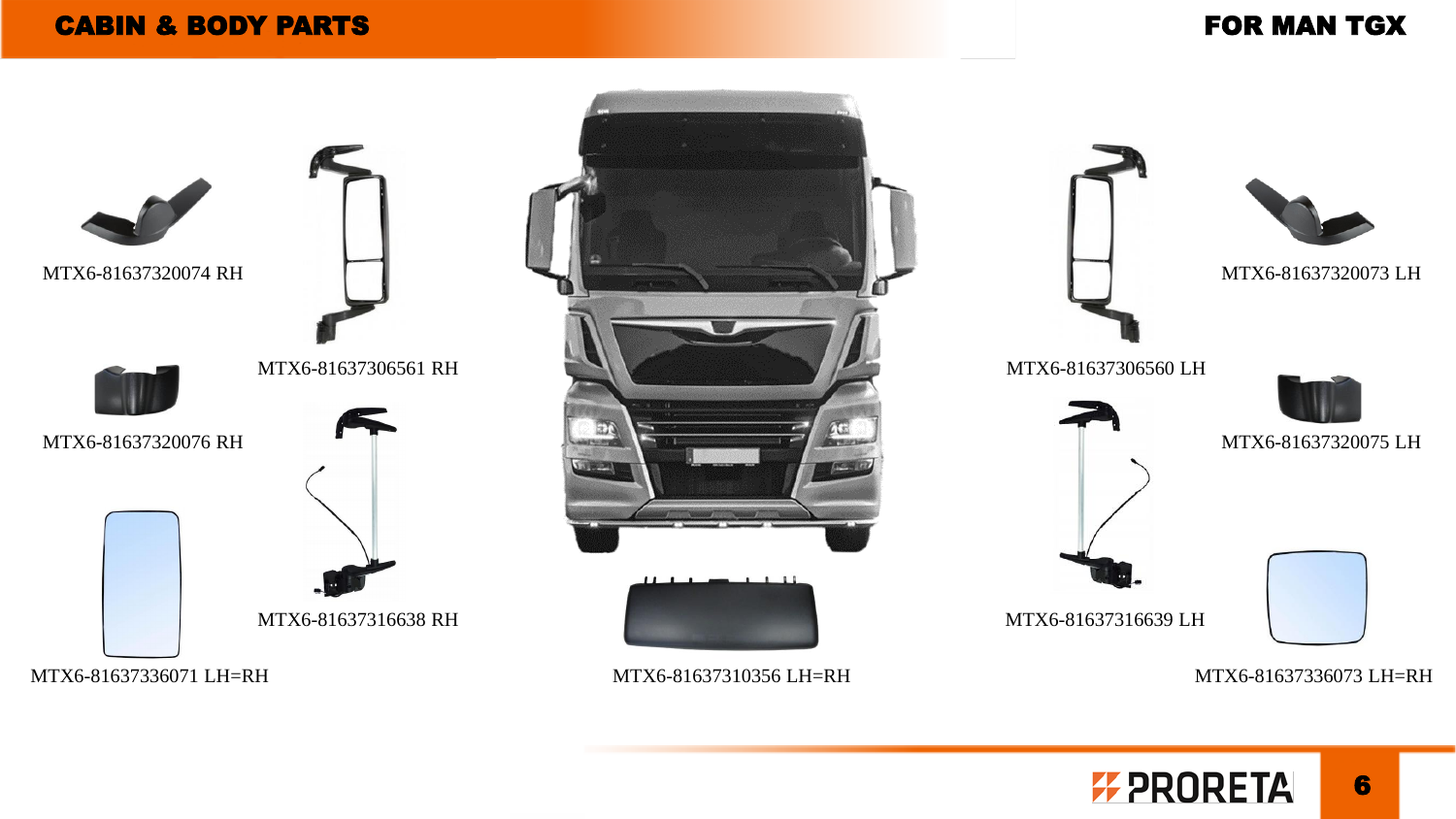# CABIN & BODY PARTS

## FOR MAN TGX

MTX6-81637320074 RH

MTX6-81637306561 RH

MTX6-81637320076 RH

MTX6-81637316638 RH

MTX6-81637336071 LH=RH

MTX6-81637310356 LH=RH

MTX6-81637306560 LH

MTX6-81637320073 LH

MTX6-81637320075 LH

MTX6-81637316639 LH

MTX6-81637336073 LH=RH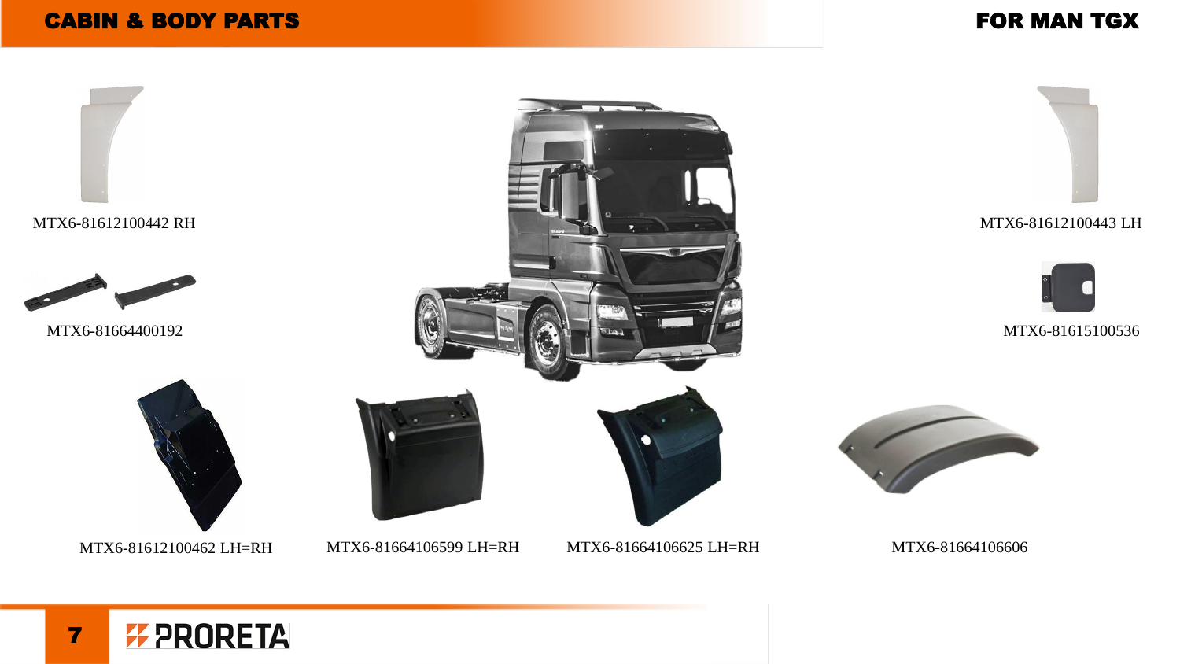# CABIN & BODY PARTS

## FOR MAN TGX

MTX6-81612100442 RH

MTX6-81612100443 LH

MTX6-81664400192

MTX6-81615100536

MTX6-81612100462 LH=RH

MTX6-81664106599 LH=RH

MTX6-81664106625 LH=RH

MTX6-81664106606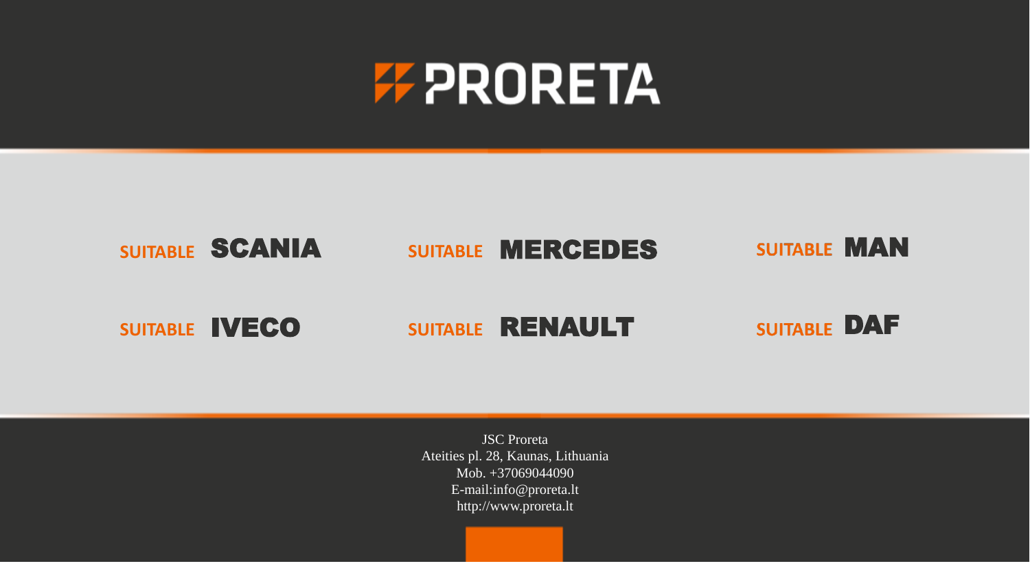# PRORETA

**SUITABLE SCANIA**

**SUITABLE MERCEDES**

**SUITABLE MAN**

**SUITABLE IVECO**

**SUITABLE RENAULT**

**SUITABLE DAF**

JSC Proreta
Ateities pl. 28, Kaunas, Lithuania
Mob. +37069044090
E-mail:info@proreta.lt
http://www.proreta.lt